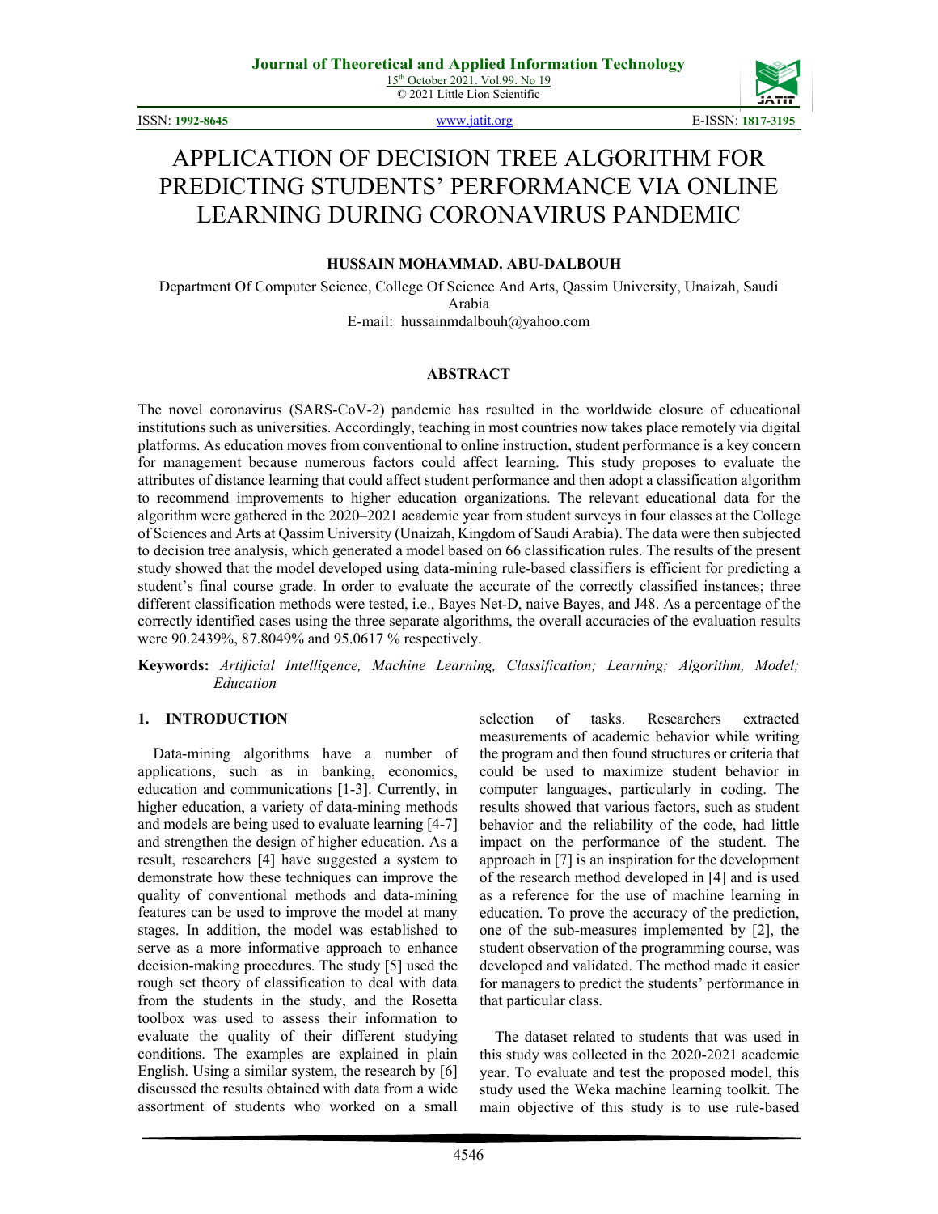# APPLICATION OF DECISION TREE ALGORITHM FOR PREDICTING STUDENTS' PERFORMANCE VIA ONLINE LEARNING DURING CORONAVIRUS PANDEMIC

**HUSSAIN MOHAMMAD. ABU-DALBOUH**

Department Of Computer Science, College Of Science And Arts, Qassim University, Unaizah, Saudi Arabia

E-mail: hussainmdalbouh@yahoo.com

## ABSTRACT

The novel coronavirus (SARS-CoV-2) pandemic has resulted in the worldwide closure of educational institutions such as universities. Accordingly, teaching in most countries now takes place remotely via digital platforms. As education moves from conventional to online instruction, student performance is a key concern for management because numerous factors could affect learning. This study proposes to evaluate the attributes of distance learning that could affect student performance and then adopt a classification algorithm to recommend improvements to higher education organizations. The relevant educational data for the algorithm were gathered in the 2020–2021 academic year from student surveys in four classes at the College of Sciences and Arts at Qassim University (Unaizah, Kingdom of Saudi Arabia). The data were then subjected to decision tree analysis, which generated a model based on 66 classification rules. The results of the present study showed that the model developed using data-mining rule-based classifiers is efficient for predicting a student's final course grade. In order to evaluate the accurate of the correctly classified instances; three different classification methods were tested, i.e., Bayes Net-D, naive Bayes, and J48. As a percentage of the correctly identified cases using the three separate algorithms, the overall accuracies of the evaluation results were 90.2439%, 87.8049% and 95.0617 % respectively.

**Keywords:** *Artificial Intelligence, Machine Learning, Classification; Learning; Algorithm, Model; Education*

## 1. INTRODUCTION

Data-mining algorithms have a number of applications, such as in banking, economics, education and communications [1-3]. Currently, in higher education, a variety of data-mining methods and models are being used to evaluate learning [4-7] and strengthen the design of higher education. As a result, researchers [4] have suggested a system to demonstrate how these techniques can improve the quality of conventional methods and data-mining features can be used to improve the model at many stages. In addition, the model was established to serve as a more informative approach to enhance decision-making procedures. The study [5] used the rough set theory of classification to deal with data from the students in the study, and the Rosetta toolbox was used to assess their information to evaluate the quality of their different studying conditions. The examples are explained in plain English. Using a similar system, the research by [6] discussed the results obtained with data from a wide assortment of students who worked on a small selection of tasks. Researchers extracted measurements of academic behavior while writing the program and then found structures or criteria that could be used to maximize student behavior in computer languages, particularly in coding. The results showed that various factors, such as student behavior and the reliability of the code, had little impact on the performance of the student. The approach in [7] is an inspiration for the development of the research method developed in [4] and is used as a reference for the use of machine learning in education. To prove the accuracy of the prediction, one of the sub-measures implemented by [2], the student observation of the programming course, was developed and validated. The method made it easier for managers to predict the students' performance in that particular class.

The dataset related to students that was used in this study was collected in the 2020-2021 academic year. To evaluate and test the proposed model, this study used the Weka machine learning toolkit. The main objective of this study is to use rule-based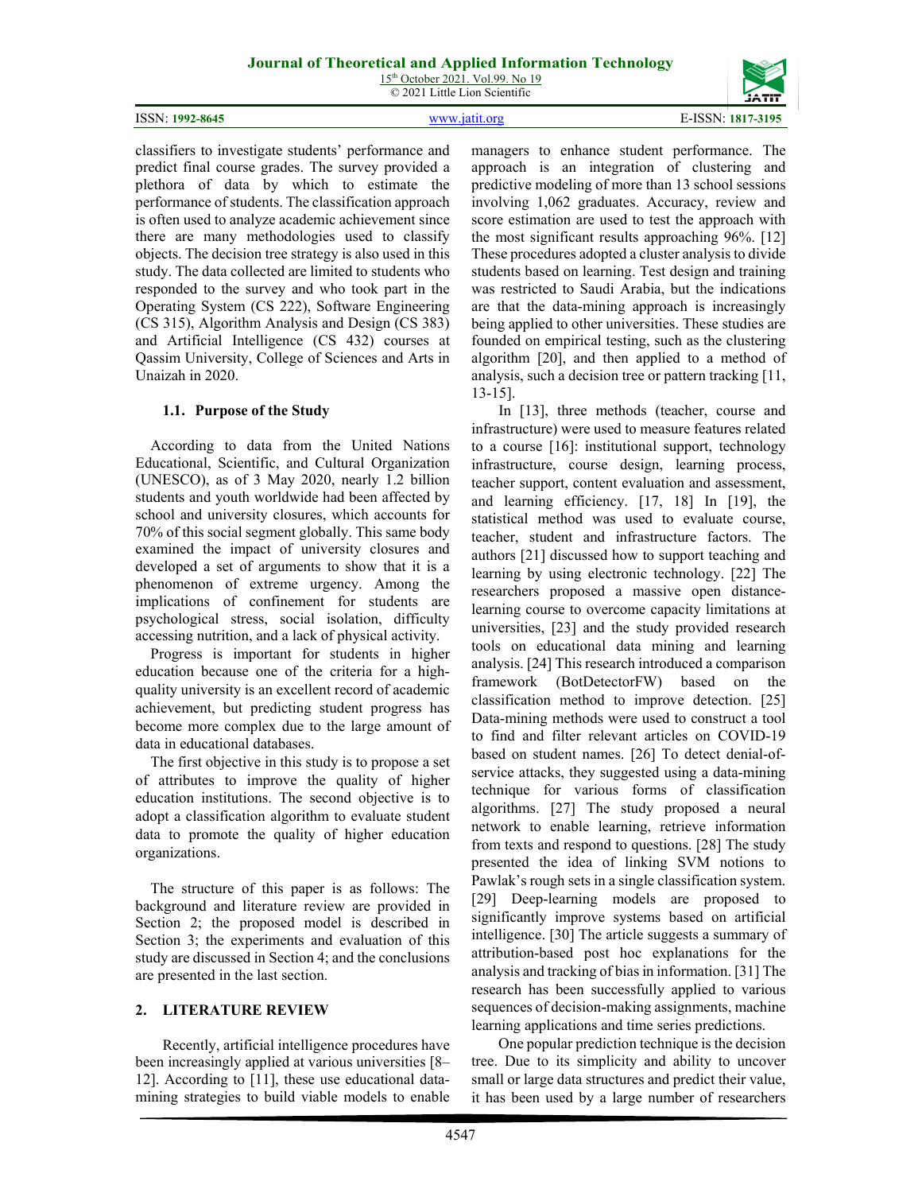classifiers to investigate students' performance and predict final course grades. The survey provided a plethora of data by which to estimate the performance of students. The classification approach is often used to analyze academic achievement since there are many methodologies used to classify objects. The decision tree strategy is also used in this study. The data collected are limited to students who responded to the survey and who took part in the Operating System (CS 222), Software Engineering (CS 315), Algorithm Analysis and Design (CS 383) and Artificial Intelligence (CS 432) courses at Qassim University, College of Sciences and Arts in Unaizah in 2020.

### 1.1. Purpose of the Study

According to data from the United Nations Educational, Scientific, and Cultural Organization (UNESCO), as of 3 May 2020, nearly 1.2 billion students and youth worldwide had been affected by school and university closures, which accounts for 70% of this social segment globally. This same body examined the impact of university closures and developed a set of arguments to show that it is a phenomenon of extreme urgency. Among the implications of confinement for students are psychological stress, social isolation, difficulty accessing nutrition, and a lack of physical activity.

Progress is important for students in higher education because one of the criteria for a high-quality university is an excellent record of academic achievement, but predicting student progress has become more complex due to the large amount of data in educational databases.

The first objective in this study is to propose a set of attributes to improve the quality of higher education institutions. The second objective is to adopt a classification algorithm to evaluate student data to promote the quality of higher education organizations.

The structure of this paper is as follows: The background and literature review are provided in Section 2; the proposed model is described in Section 3; the experiments and evaluation of this study are discussed in Section 4; and the conclusions are presented in the last section.

## 2. LITERATURE REVIEW

Recently, artificial intelligence procedures have been increasingly applied at various universities [8–12]. According to [11], these use educational data-mining strategies to build viable models to enable managers to enhance student performance. The approach is an integration of clustering and predictive modeling of more than 13 school sessions involving 1,062 graduates. Accuracy, review and score estimation are used to test the approach with the most significant results approaching 96%. [12] These procedures adopted a cluster analysis to divide students based on learning. Test design and training was restricted to Saudi Arabia, but the indications are that the data-mining approach is increasingly being applied to other universities. These studies are founded on empirical testing, such as the clustering algorithm [20], and then applied to a method of analysis, such a decision tree or pattern tracking [11, 13-15].

In [13], three methods (teacher, course and infrastructure) were used to measure features related to a course [16]: institutional support, technology infrastructure, course design, learning process, teacher support, content evaluation and assessment, and learning efficiency. [17, 18] In [19], the statistical method was used to evaluate course, teacher, student and infrastructure factors. The authors [21] discussed how to support teaching and learning by using electronic technology. [22] The researchers proposed a massive open distance-learning course to overcome capacity limitations at universities, [23] and the study provided research tools on educational data mining and learning analysis. [24] This research introduced a comparison framework (BotDetectorFW) based on the classification method to improve detection. [25] Data-mining methods were used to construct a tool to find and filter relevant articles on COVID-19 based on student names. [26] To detect denial-of-service attacks, they suggested using a data-mining technique for various forms of classification algorithms. [27] The study proposed a neural network to enable learning, retrieve information from texts and respond to questions. [28] The study presented the idea of linking SVM notions to Pawlak's rough sets in a single classification system. [29] Deep-learning models are proposed to significantly improve systems based on artificial intelligence. [30] The article suggests a summary of attribution-based post hoc explanations for the analysis and tracking of bias in information. [31] The research has been successfully applied to various sequences of decision-making assignments, machine learning applications and time series predictions.

One popular prediction technique is the decision tree. Due to its simplicity and ability to uncover small or large data structures and predict their value, it has been used by a large number of researchers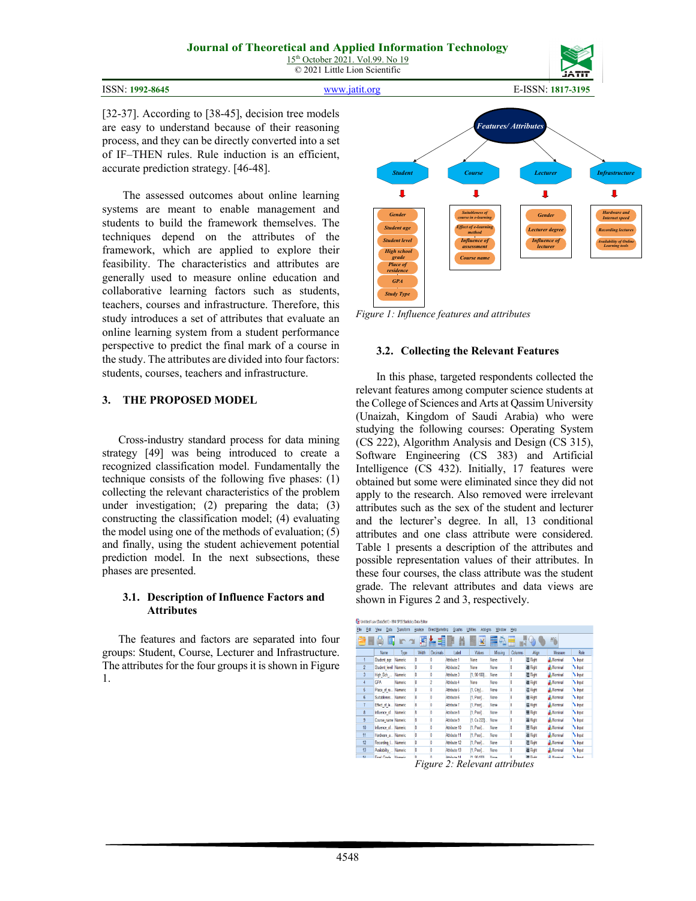[32-37]. According to [38-45], decision tree models are easy to understand because of their reasoning process, and they can be directly converted into a set of IF–THEN rules. Rule induction is an efficient, accurate prediction strategy. [46-48].

The assessed outcomes about online learning systems are meant to enable management and students to build the framework themselves. The techniques depend on the attributes of the framework, which are applied to explore their feasibility. The characteristics and attributes are generally used to measure online education and collaborative learning factors such as students, teachers, courses and infrastructure. Therefore, this study introduces a set of attributes that evaluate an online learning system from a student performance perspective to predict the final mark of a course in the study. The attributes are divided into four factors: students, courses, teachers and infrastructure.

## 3. THE PROPOSED MODEL

Cross-industry standard process for data mining strategy [49] was being introduced to create a recognized classification model. Fundamentally the technique consists of the following five phases: (1) collecting the relevant characteristics of the problem under investigation; (2) preparing the data; (3) constructing the classification model; (4) evaluating the model using one of the methods of evaluation; (5) and finally, using the student achievement potential prediction model. In the next subsections, these phases are presented.

### 3.1. Description of Influence Factors and Attributes

The features and factors are separated into four groups: Student, Course, Lecturer and Infrastructure. The attributes for the four groups it is shown in Figure 1.

*Figure 1: Influence features and attributes*

### 3.2. Collecting the Relevant Features

In this phase, targeted respondents collected the relevant features among computer science students at the College of Sciences and Arts at Qassim University (Unaizah, Kingdom of Saudi Arabia) who were studying the following courses: Operating System (CS 222), Algorithm Analysis and Design (CS 315), Software Engineering (CS 383) and Artificial Intelligence (CS 432). Initially, 17 features were obtained but some were eliminated since they did not apply to the research. Also removed were irrelevant attributes such as the sex of the student and lecturer and the lecturer's degree. In all, 13 conditional attributes and one class attribute were considered. Table 1 presents a description of the attributes and possible representation values of their attributes. In these four courses, the class attribute was the student grade. The relevant attributes and data views are shown in Figures 2 and 3, respectively.

*Figure 2: Relevant attributes*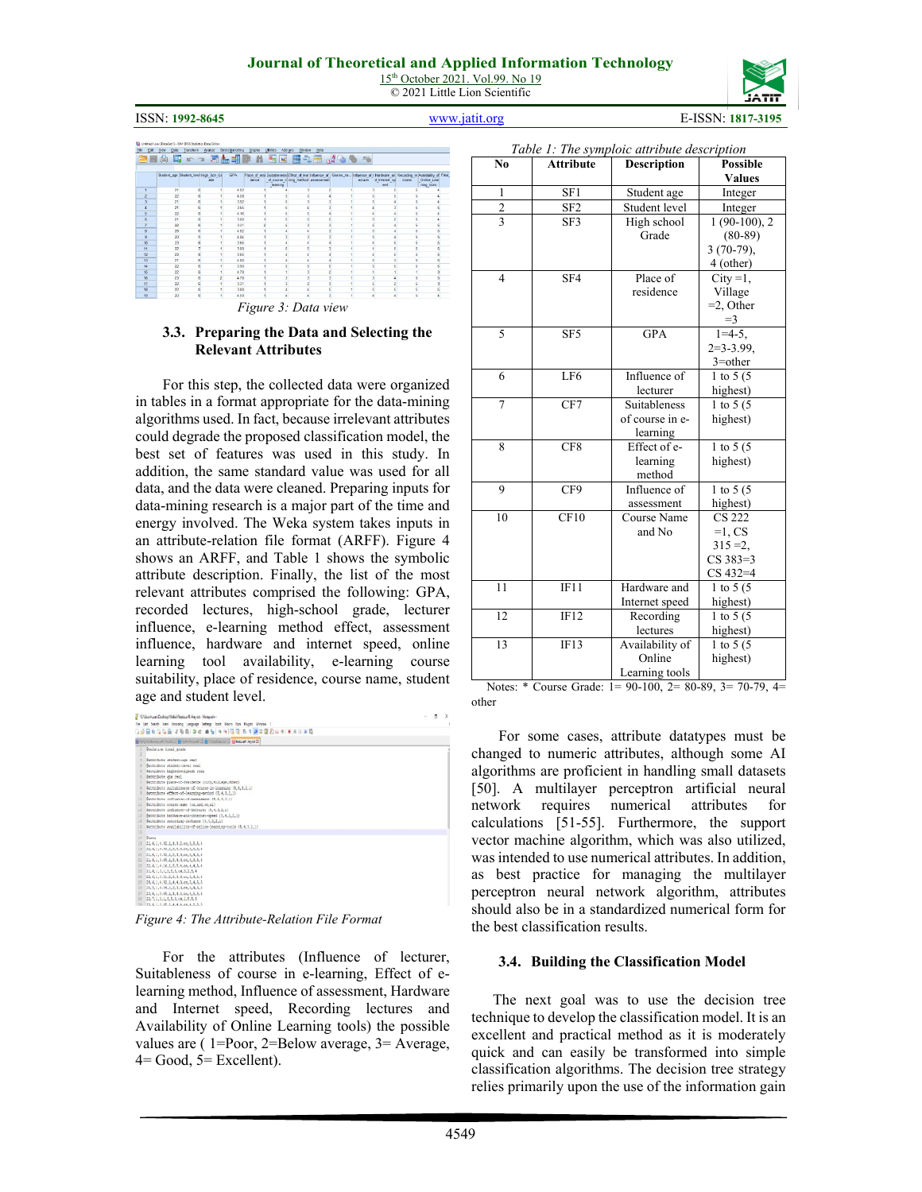*Figure 3: Data view*

### 3.3. Preparing the Data and Selecting the Relevant Attributes

For this step, the collected data were organized in tables in a format appropriate for the data-mining algorithms used. In fact, because irrelevant attributes could degrade the proposed classification model, the best set of features was used in this study. In addition, the same standard value was used for all data, and the data were cleaned. Preparing inputs for data-mining research is a major part of the time and energy involved. The Weka system takes inputs in an attribute-relation file format (ARFF). Figure 4 shows an ARFF, and Table 1 shows the symbolic attribute description. Finally, the list of the most relevant attributes comprised the following: GPA, recorded lectures, high-school grade, lecturer influence, e-learning method effect, assessment influence, hardware and internet speed, online learning tool availability, e-learning course suitability, place of residence, course name, student age and student level.

*Figure 4: The Attribute-Relation File Format*

For the attributes (Influence of lecturer, Suitableness of course in e-learning, Effect of e-learning method, Influence of assessment, Hardware and Internet speed, Recording lectures and Availability of Online Learning tools) the possible values are ( 1=Poor, 2=Below average, 3= Average, 4= Good, 5= Excellent).

*Table 1: The symploic attribute description*

| No | Attribute | Description | Possible Values |
|---|---|---|---|
| 1 | SF1 | Student age | Integer |
| 2 | SF2 | Student level | Integer |
| 3 | SF3 | High school Grade | 1 (90-100), 2 (80-89) 3 (70-79), 4 (other) |
| 4 | SF4 | Place of residence | City =1, Village =2, Other =3 |
| 5 | SF5 | GPA | 1=4-5, 2=3-3.99, 3=other |
| 6 | LF6 | Influence of lecturer | 1 to 5 (5 highest) |
| 7 | CF7 | Suitableness of course in e-learning | 1 to 5 (5 highest) |
| 8 | CF8 | Effect of e-learning method | 1 to 5 (5 highest) |
| 9 | CF9 | Influence of assessment | 1 to 5 (5 highest) |
| 10 | CF10 | Course Name and No | CS 222 =1, CS 315 =2, CS 383=3 CS 432=4 |
| 11 | IF11 | Hardware and Internet speed | 1 to 5 (5 highest) |
| 12 | IF12 | Recording lectures | 1 to 5 (5 highest) |
| 13 | IF13 | Availability of Online Learning tools | 1 to 5 (5 highest) |

Notes: * Course Grade: 1= 90-100, 2= 80-89, 3= 70-79, 4= other

For some cases, attribute datatypes must be changed to numeric attributes, although some AI algorithms are proficient in handling small datasets [50]. A multilayer perceptron artificial neural network requires numerical attributes for calculations [51-55]. Furthermore, the support vector machine algorithm, which was also utilized, was intended to use numerical attributes. In addition, as best practice for managing the multilayer perceptron neural network algorithm, attributes should also be in a standardized numerical form for the best classification results.

### 3.4. Building the Classification Model

The next goal was to use the decision tree technique to develop the classification model. It is an excellent and practical method as it is moderately quick and can easily be transformed into simple classification algorithms. The decision tree strategy relies primarily upon the use of the information gain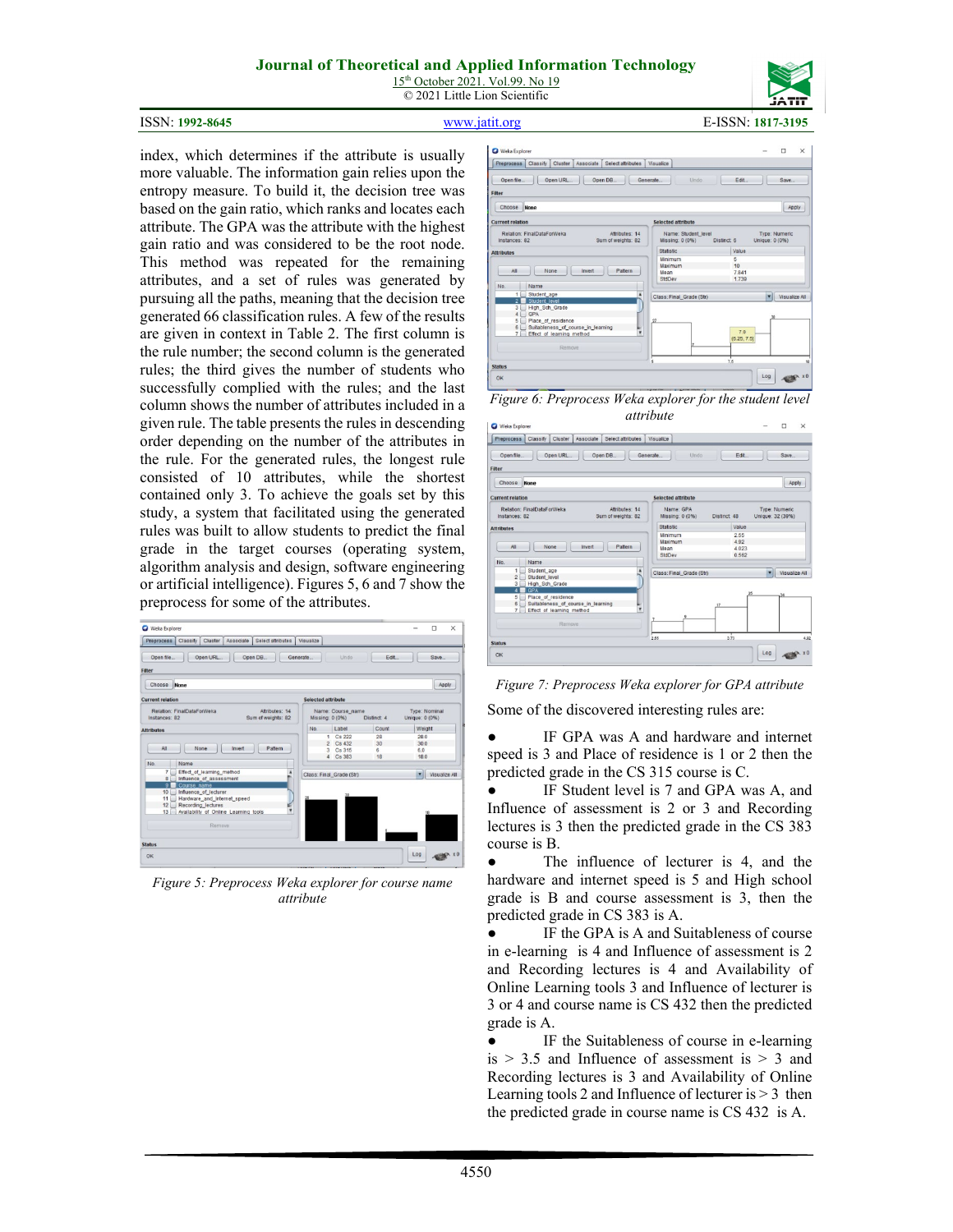index, which determines if the attribute is usually more valuable. The information gain relies upon the entropy measure. To build it, the decision tree was based on the gain ratio, which ranks and locates each attribute. The GPA was the attribute with the highest gain ratio and was considered to be the root node. This method was repeated for the remaining attributes, and a set of rules was generated by pursuing all the paths, meaning that the decision tree generated 66 classification rules. A few of the results are given in context in Table 2. The first column is the rule number; the second column is the generated rules; the third gives the number of students who successfully complied with the rules; and the last column shows the number of attributes included in a given rule. The table presents the rules in descending order depending on the number of the attributes in the rule. For the generated rules, the longest rule consisted of 10 attributes, while the shortest contained only 3. To achieve the goals set by this study, a system that facilitated using the generated rules was built to allow students to predict the final grade in the target courses (operating system, algorithm analysis and design, software engineering or artificial intelligence). Figures 5, 6 and 7 show the preprocess for some of the attributes.

*Figure 5: Preprocess Weka explorer for course name attribute*

*Figure 6: Preprocess Weka explorer for the student level attribute*

*Figure 7: Preprocess Weka explorer for GPA attribute*

Some of the discovered interesting rules are:

- IF GPA was A and hardware and internet speed is 3 and Place of residence is 1 or 2 then the predicted grade in the CS 315 course is C.
- IF Student level is 7 and GPA was A, and Influence of assessment is 2 or 3 and Recording lectures is 3 then the predicted grade in the CS 383 course is B.
- The influence of lecturer is 4, and the hardware and internet speed is 5 and High school grade is B and course assessment is 3, then the predicted grade in CS 383 is A.
- IF the GPA is A and Suitableness of course in e-learning is 4 and Influence of assessment is 2 and Recording lectures is 4 and Availability of Online Learning tools 3 and Influence of lecturer is 3 or 4 and course name is CS 432 then the predicted grade is A.
- IF the Suitableness of course in e-learning is > 3.5 and Influence of assessment is > 3 and Recording lectures is 3 and Availability of Online Learning tools 2 and Influence of lecturer is > 3 then the predicted grade in course name is CS 432 is A.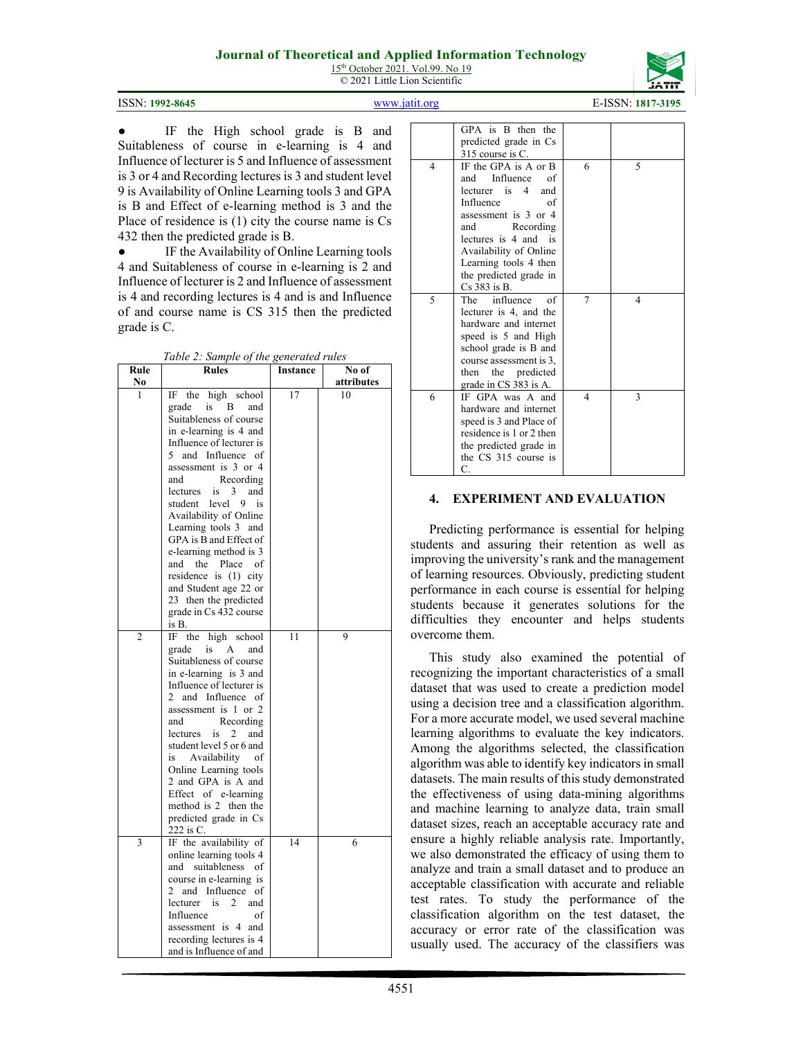- IF the High school grade is B and Suitableness of course in e-learning is 4 and Influence of lecturer is 5 and Influence of assessment is 3 or 4 and Recording lectures is 3 and student level 9 is Availability of Online Learning tools 3 and GPA is B and Effect of e-learning method is 3 and the Place of residence is (1) city the course name is Cs 432 then the predicted grade is B.
- IF the Availability of Online Learning tools 4 and Suitableness of course in e-learning is 2 and Influence of lecturer is 2 and Influence of assessment is 4 and recording lectures is 4 and is and Influence of and course name is CS 315 then the predicted grade is C.

*Table 2: Sample of the generated rules*

| Rule No | Rules | Instance | No of attributes |
|---|---|---|---|
| 1 | IF the high school grade is B and Suitableness of course in e-learning is 4 and Influence of lecturer is 5 and Influence of assessment is 3 or 4 and Recording lectures is 3 and student level 9 is Availability of Online Learning tools 3 and GPA is B and Effect of e-learning method is 3 and the Place of residence is (1) city and Student age 22 or 23 then the predicted grade in Cs 432 course is B. | 17 | 10 |
| 2 | IF the high school grade is A and Suitableness of course in e-learning is 3 and Influence of lecturer is 2 and Influence of assessment is 1 or 2 and Recording lectures is 2 and student level 5 or 6 and is Availability of Online Learning tools 2 and GPA is A and Effect of e-learning method is 2 then the predicted grade in Cs 222 is C. | 11 | 9 |
| 3 | IF the availability of online learning tools 4 and suitableness of course in e-learning is 2 and Influence of lecturer is 2 and Influence of assessment is 4 and recording lectures is 4 and is Influence of and GPA is B then the predicted grade in Cs 315 course is C. | 14 | 6 |
| 4 | IF the GPA is A or B and Influence of lecturer is 4 and Influence of assessment is 3 or 4 and Recording lectures is 4 and is Availability of Online Learning tools 4 then the predicted grade in Cs 383 is B. | 6 | 5 |
| 5 | The influence of lecturer is 4, and the hardware and internet speed is 5 and High school grade is B and course assessment is 3, then the predicted grade in CS 383 is A. | 7 | 4 |
| 6 | IF GPA was A and hardware and internet speed is 3 and Place of residence is 1 or 2 then the predicted grade in the CS 315 course is C. | 4 | 3 |

## 4. EXPERIMENT AND EVALUATION

Predicting performance is essential for helping students and assuring their retention as well as improving the university's rank and the management of learning resources. Obviously, predicting student performance in each course is essential for helping students because it generates solutions for the difficulties they encounter and helps students overcome them.

This study also examined the potential of recognizing the important characteristics of a small dataset that was used to create a prediction model using a decision tree and a classification algorithm. For a more accurate model, we used several machine learning algorithms to evaluate the key indicators. Among the algorithms selected, the classification algorithm was able to identify key indicators in small datasets. The main results of this study demonstrated the effectiveness of using data-mining algorithms and machine learning to analyze data, train small dataset sizes, reach an acceptable accuracy rate and ensure a highly reliable analysis rate. Importantly, we also demonstrated the efficacy of using them to analyze and train a small dataset and to produce an acceptable classification with accurate and reliable test rates. To study the performance of the classification algorithm on the test dataset, the accuracy or error rate of the classification was usually used. The accuracy of the classifiers was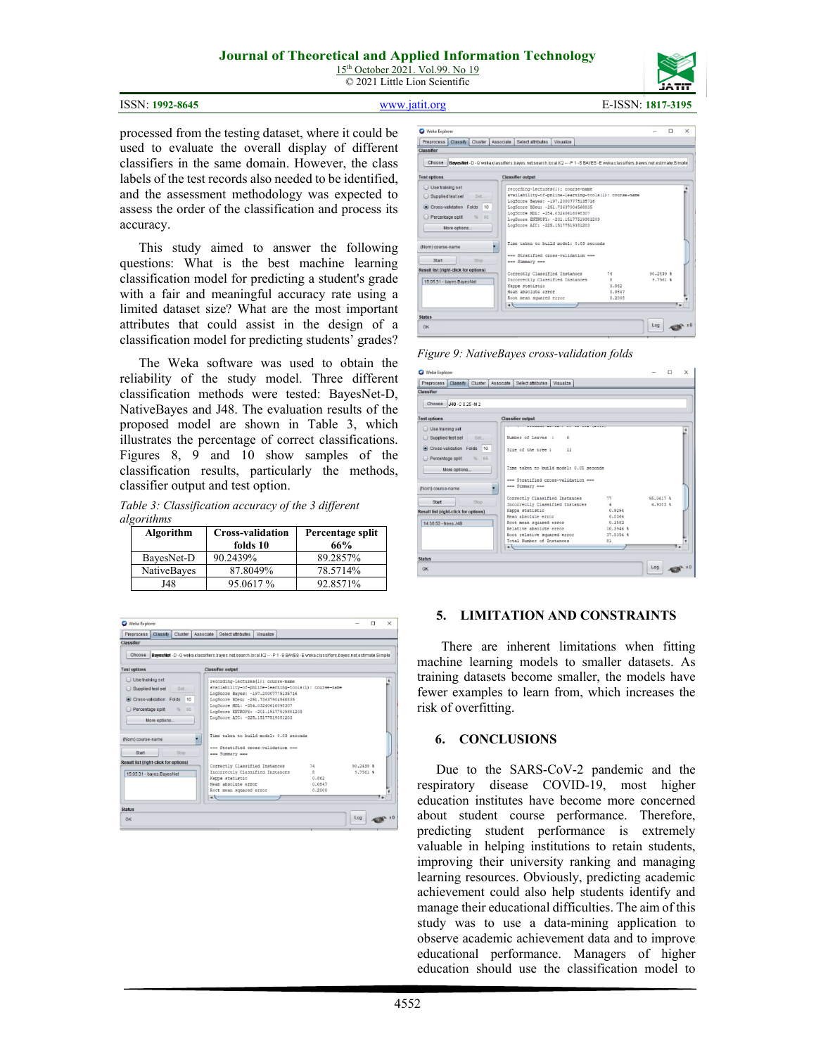processed from the testing dataset, where it could be used to evaluate the overall display of different classifiers in the same domain. However, the class labels of the test records also needed to be identified, and the assessment methodology was expected to assess the order of the classification and process its accuracy.

This study aimed to answer the following questions: What is the best machine learning classification model for predicting a student's grade with a fair and meaningful accuracy rate using a limited dataset size? What are the most important attributes that could assist in the design of a classification model for predicting students' grades?

The Weka software was used to obtain the reliability of the study model. Three different classification methods were tested: BayesNet-D, NativeBayes and J48. The evaluation results of the proposed model are shown in Table 3, which illustrates the percentage of correct classifications. Figures 8, 9 and 10 show samples of the classification results, particularly the methods, classifier output and test option.

*Table 3: Classification accuracy of the 3 different algorithms*

| Algorithm | Cross-validation folds 10 | Percentage split 66% |
|---|---|---|
| BayesNet-D | 90.2439% | 89.2857% |
| NativeBayes | 87.8049% | 78.5714% |
| J48 | 95.0617 % | 92.8571% |

*Figure 9: NativeBayes cross-validation folds*

## 5. LIMITATION AND CONSTRAINTS

There are inherent limitations when fitting machine learning models to smaller datasets. As training datasets become smaller, the models have fewer examples to learn from, which increases the risk of overfitting.

## 6. CONCLUSIONS

Due to the SARS-CoV-2 pandemic and the respiratory disease COVID-19, most higher education institutes have become more concerned about student course performance. Therefore, predicting student performance is extremely valuable in helping institutions to retain students, improving their university ranking and managing learning resources. Obviously, predicting academic achievement could also help students identify and manage their educational difficulties. The aim of this study was to use a data-mining application to observe academic achievement data and to improve educational performance. Managers of higher education should use the classification model to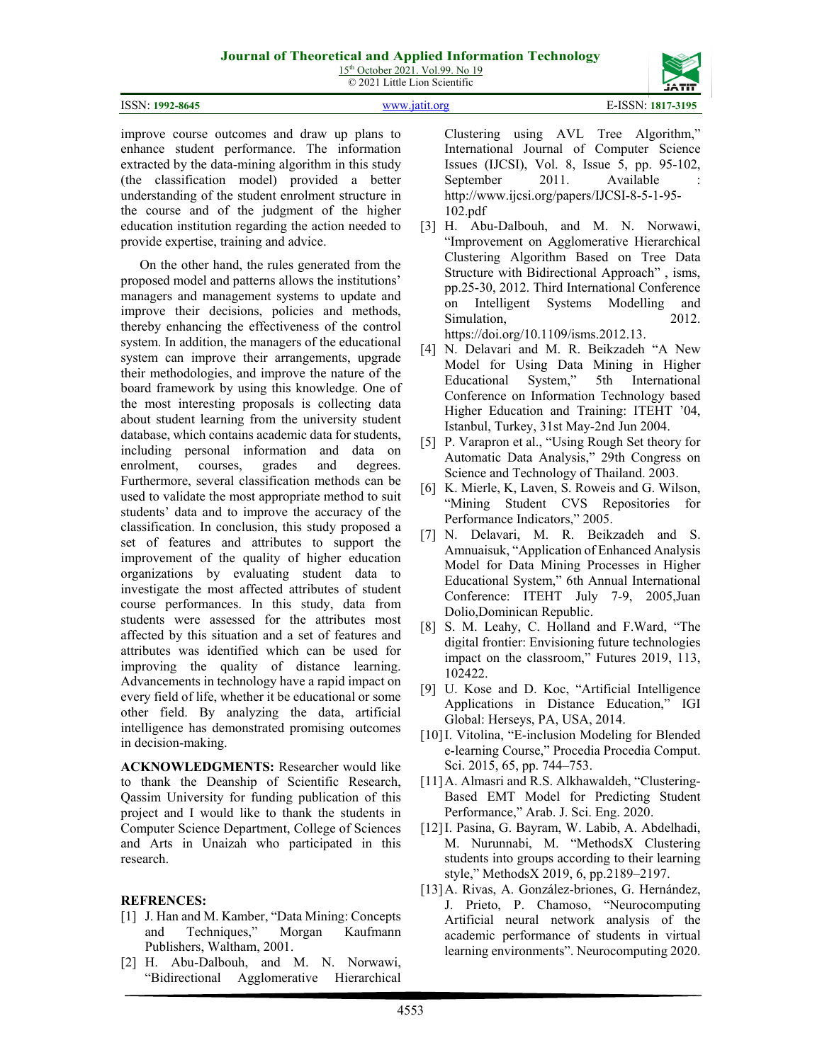improve course outcomes and draw up plans to enhance student performance. The information extracted by the data-mining algorithm in this study (the classification model) provided a better understanding of the student enrolment structure in the course and of the judgment of the higher education institution regarding the action needed to provide expertise, training and advice.

On the other hand, the rules generated from the proposed model and patterns allows the institutions' managers and management systems to update and improve their decisions, policies and methods, thereby enhancing the effectiveness of the control system. In addition, the managers of the educational system can improve their arrangements, upgrade their methodologies, and improve the nature of the board framework by using this knowledge. One of the most interesting proposals is collecting data about student learning from the university student database, which contains academic data for students, including personal information and data on enrolment, courses, grades and degrees. Furthermore, several classification methods can be used to validate the most appropriate method to suit students' data and to improve the accuracy of the classification. In conclusion, this study proposed a set of features and attributes to support the improvement of the quality of higher education organizations by evaluating student data to investigate the most affected attributes of student course performances. In this study, data from students were assessed for the attributes most affected by this situation and a set of features and attributes was identified which can be used for improving the quality of distance learning. Advancements in technology have a rapid impact on every field of life, whether it be educational or some other field. By analyzing the data, artificial intelligence has demonstrated promising outcomes in decision-making.

**ACKNOWLEDGMENTS:** Researcher would like to thank the Deanship of Scientific Research, Qassim University for funding publication of this project and I would like to thank the students in Computer Science Department, College of Sciences and Arts in Unaizah who participated in this research.

**REFRENCES:**

[1] J. Han and M. Kamber, "Data Mining: Concepts and Techniques," Morgan Kaufmann Publishers, Waltham, 2001.

[2] H. Abu-Dalbouh, and M. N. Norwawi, "Bidirectional Agglomerative Hierarchical Clustering using AVL Tree Algorithm," International Journal of Computer Science Issues (IJCSI), Vol. 8, Issue 5, pp. 95-102, September 2011. Available : http://www.ijcsi.org/papers/IJCSI-8-5-1-95-102.pdf

[3] H. Abu-Dalbouh, and M. N. Norwawi, "Improvement on Agglomerative Hierarchical Clustering Algorithm Based on Tree Data Structure with Bidirectional Approach" , isms, pp.25-30, 2012. Third International Conference on Intelligent Systems Modelling and Simulation, 2012. https://doi.org/10.1109/isms.2012.13.

[4] N. Delavari and M. R. Beikzadeh "A New Model for Using Data Mining in Higher Educational System," 5th International Conference on Information Technology based Higher Education and Training: ITEHT '04, Istanbul, Turkey, 31st May-2nd Jun 2004.

[5] P. Varapron et al., "Using Rough Set theory for Automatic Data Analysis," 29th Congress on Science and Technology of Thailand. 2003.

[6] K. Mierle, K, Laven, S. Roweis and G. Wilson, "Mining Student CVS Repositories for Performance Indicators," 2005.

[7] N. Delavari, M. R. Beikzadeh and S. Amnuaisuk, "Application of Enhanced Analysis Model for Data Mining Processes in Higher Educational System," 6th Annual International Conference: ITEHT July 7-9, 2005,Juan Dolio,Dominican Republic.

[8] S. M. Leahy, C. Holland and F.Ward, "The digital frontier: Envisioning future technologies impact on the classroom," Futures 2019, 113, 102422.

[9] U. Kose and D. Koc, "Artificial Intelligence Applications in Distance Education," IGI Global: Herseys, PA, USA, 2014.

[10] I. Vitolina, "E-inclusion Modeling for Blended e-learning Course," Procedia Procedia Comput. Sci. 2015, 65, pp. 744–753.

[11] A. Almasri and R.S. Alkhawaldeh, "Clustering-Based EMT Model for Predicting Student Performance," Arab. J. Sci. Eng. 2020.

[12] I. Pasina, G. Bayram, W. Labib, A. Abdelhadi, M. Nurunnabi, M. "MethodsX Clustering students into groups according to their learning style," MethodsX 2019, 6, pp.2189–2197.

[13] A. Rivas, A. González-briones, G. Hernández, J. Prieto, P. Chamoso, "Neurocomputing Artificial neural network analysis of the academic performance of students in virtual learning environments". Neurocomputing 2020.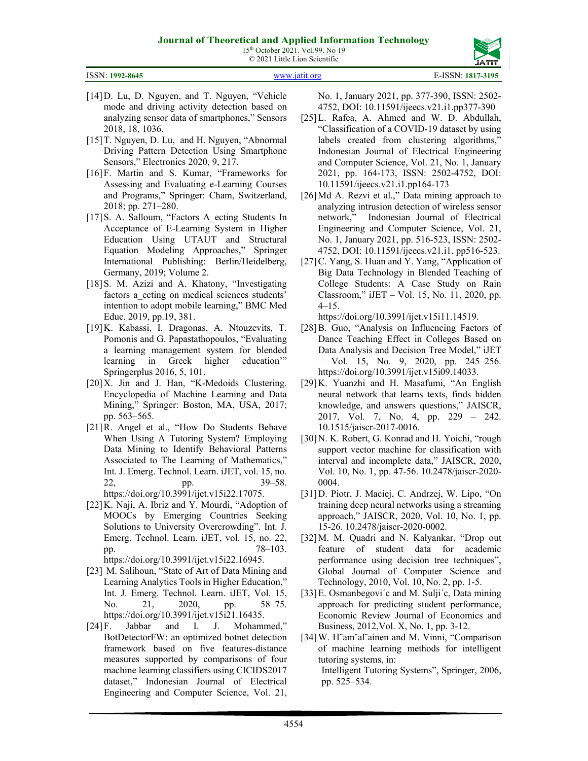[14] D. Lu, D. Nguyen, and T. Nguyen, "Vehicle mode and driving activity detection based on analyzing sensor data of smartphones," Sensors 2018, 18, 1036.

[15] T. Nguyen, D. Lu, and H. Nguyen, "Abnormal Driving Pattern Detection Using Smartphone Sensors," Electronics 2020, 9, 217.

[16] F. Martin and S. Kumar, "Frameworks for Assessing and Evaluating e-Learning Courses and Programs," Springer: Cham, Switzerland, 2018; pp. 271–280.

[17] S. A. Salloum, "Factors A_ecting Students In Acceptance of E-Learning System in Higher Education Using UTAUT and Structural Equation Modeling Approaches," Springer International Publishing: Berlin/Heidelberg, Germany, 2019; Volume 2.

[18] S. M. Azizi and A. Khatony, "Investigating factors a_ecting on medical sciences students' intention to adopt mobile learning," BMC Med Educ. 2019, pp.19, 381.

[19] K. Kabassi, I. Dragonas, A. Ntouzevits, T. Pomonis and G. Papastathopoulos, "Evaluating a learning management system for blended learning in Greek higher education'" Springerplus 2016, 5, 101.

[20] X. Jin and J. Han, "K-Medoids Clustering. Encyclopedia of Machine Learning and Data Mining," Springer: Boston, MA, USA, 2017; pp. 563–565.

[21] R. Angel et al., "How Do Students Behave When Using A Tutoring System? Employing Data Mining to Identify Behavioral Patterns Associated to The Learning of Mathematics," Int. J. Emerg. Technol. Learn. iJET, vol. 15, no. 22, pp. 39–58. https://doi.org/10.3991/ijet.v15i22.17075.

[22] K. Naji, A. Ibriz and Y. Mourdi, "Adoption of MOOCs by Emerging Countries Seeking Solutions to University Overcrowding". Int. J. Emerg. Technol. Learn. iJET, vol. 15, no. 22, pp. 78–103. https://doi.org/10.3991/ijet.v15i22.16945.

[23] M. Salihoun, "State of Art of Data Mining and Learning Analytics Tools in Higher Education," Int. J. Emerg. Technol. Learn. iJET, Vol. 15, No. 21, 2020, pp. 58–75. https://doi.org/10.3991/ijet.v15i21.16435.

[24] F. Jabbar and I. J. Mohammed," BotDetectorFW: an optimized botnet detection framework based on five features-distance measures supported by comparisons of four machine learning classifiers using CICIDS2017 dataset," Indonesian Journal of Electrical Engineering and Computer Science, Vol. 21, No. 1, January 2021, pp. 377-390, ISSN: 2502-4752, DOI: 10.11591/ijeecs.v21.i1.pp377-390

[25] L. Rafea, A. Ahmed and W. D. Abdullah, "Classification of a COVID-19 dataset by using labels created from clustering algorithms," Indonesian Journal of Electrical Engineering and Computer Science, Vol. 21, No. 1, January 2021, pp. 164-173, ISSN: 2502-4752, DOI: 10.11591/ijeecs.v21.i1.pp164-173

[26] Md A. Rezvi et al.," Data mining approach to analyzing intrusion detection of wireless sensor network," Indonesian Journal of Electrical Engineering and Computer Science, Vol. 21, No. 1, January 2021, pp. 516-523, ISSN: 2502-4752, DOI: 10.11591/ijeecs.v21.i1. pp516-523.

[27] C. Yang, S. Huan and Y. Yang, "Application of Big Data Technology in Blended Teaching of College Students: A Case Study on Rain Classroom," iJET – Vol. 15, No. 11, 2020, pp. 4–15. https://doi.org/10.3991/ijet.v15i11.14519.

[28] B. Guo, "Analysis on Influencing Factors of Dance Teaching Effect in Colleges Based on Data Analysis and Decision Tree Model," iJET – Vol. 15, No. 9, 2020, pp. 245–256. https://doi.org/10.3991/ijet.v15i09.14033.

[29] K. Yuanzhi and H. Masafumi, "An English neural network that learns texts, finds hidden knowledge, and answers questions," JAISCR, 2017, Vol. 7, No. 4, pp. 229 – 242. 10.1515/jaiscr-2017-0016.

[30] N. K. Robert, G. Konrad and H. Yoichi, "rough support vector machine for classification with interval and incomplete data," JAISCR, 2020, Vol. 10, No. 1, pp. 47-56. 10.2478/jaiscr-2020-0004.

[31] D. Piotr, J. Maciej, C. Andrzej, W. Lipo, "On training deep neural networks using a streaming approach," JAISCR, 2020, Vol. 10, No. 1, pp. 15-26. 10.2478/jaiscr-2020-0002.

[32] M. M. Quadri and N. Kalyankar, "Drop out feature of student data for academic performance using decision tree techniques", Global Journal of Computer Science and Technology, 2010, Vol. 10, No. 2, pp. 1-5.

[33] E. Osmanbegovi´c and M. Sulji´c, Data mining approach for predicting student performance, Economic Review Journal of Economics and Business, 2012,Vol. X, No. 1, pp. 3-12.

[34] W. H¨am¨al¨ainen and M. Vinni, "Comparison of machine learning methods for intelligent tutoring systems, in: Intelligent Tutoring Systems", Springer, 2006, pp. 525–534.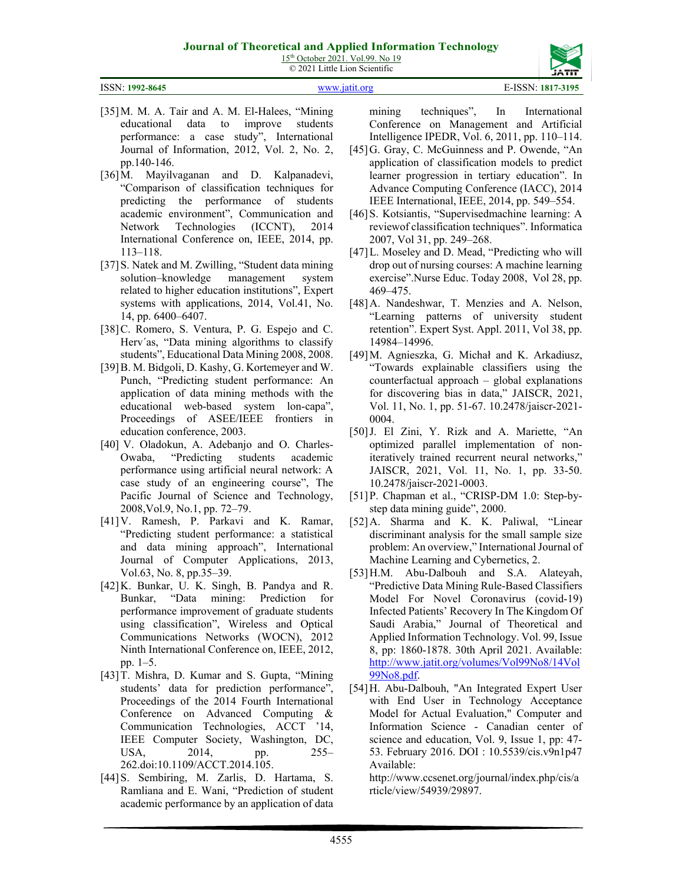[35] M. M. A. Tair and A. M. El-Halees, "Mining educational data to improve students performance: a case study", International Journal of Information, 2012, Vol. 2, No. 2, pp.140-146.

[36] M. Mayilvaganan and D. Kalpanadevi, "Comparison of classification techniques for predicting the performance of students academic environment", Communication and Network Technologies (ICCNT), 2014 International Conference on, IEEE, 2014, pp. 113–118.

[37] S. Natek and M. Zwilling, "Student data mining solution–knowledge management system related to higher education institutions", Expert systems with applications, 2014, Vol.41, No. 14, pp. 6400–6407.

[38] C. Romero, S. Ventura, P. G. Espejo and C. Herv´as, "Data mining algorithms to classify students", Educational Data Mining 2008, 2008.

[39] B. M. Bidgoli, D. Kashy, G. Kortemeyer and W. Punch, "Predicting student performance: An application of data mining methods with the educational web-based system lon-capa", Proceedings of ASEE/IEEE frontiers in education conference, 2003.

[40] V. Oladokun, A. Adebanjo and O. Charles-Owaba, "Predicting students academic performance using artificial neural network: A case study of an engineering course", The Pacific Journal of Science and Technology, 2008,Vol.9, No.1, pp. 72–79.

[41] V. Ramesh, P. Parkavi and K. Ramar, "Predicting student performance: a statistical and data mining approach", International Journal of Computer Applications, 2013, Vol.63, No. 8, pp.35–39.

[42] K. Bunkar, U. K. Singh, B. Pandya and R. Bunkar, "Data mining: Prediction for performance improvement of graduate students using classification", Wireless and Optical Communications Networks (WOCN), 2012 Ninth International Conference on, IEEE, 2012, pp. 1–5.

[43] T. Mishra, D. Kumar and S. Gupta, "Mining students' data for prediction performance", Proceedings of the 2014 Fourth International Conference on Advanced Computing & Communication Technologies, ACCT '14, IEEE Computer Society, Washington, DC, USA, 2014, pp. 255–262.doi:10.1109/ACCT.2014.105.

[44] S. Sembiring, M. Zarlis, D. Hartama, S. Ramliana and E. Wani, "Prediction of student academic performance by an application of data mining techniques", In International Conference on Management and Artificial Intelligence IPEDR, Vol. 6, 2011, pp. 110–114.

[45] G. Gray, C. McGuinness and P. Owende, "An application of classification models to predict learner progression in tertiary education". In Advance Computing Conference (IACC), 2014 IEEE International, IEEE, 2014, pp. 549–554.

[46] S. Kotsiantis, "Supervisedmachine learning: A reviewof classification techniques". Informatica 2007, Vol 31, pp. 249–268.

[47] L. Moseley and D. Mead, "Predicting who will drop out of nursing courses: A machine learning exercise".Nurse Educ. Today 2008, Vol 28, pp. 469–475.

[48] A. Nandeshwar, T. Menzies and A. Nelson, "Learning patterns of university student retention". Expert Syst. Appl. 2011, Vol 38, pp. 14984–14996.

[49] M. Agnieszka, G. Michał and K. Arkadiusz, "Towards explainable classifiers using the counterfactual approach – global explanations for discovering bias in data," JAISCR, 2021, Vol. 11, No. 1, pp. 51-67. 10.2478/jaiscr-2021-0004.

[50] J. El Zini, Y. Rizk and A. Mariette, "An optimized parallel implementation of non-iteratively trained recurrent neural networks," JAISCR, 2021, Vol. 11, No. 1, pp. 33-50. 10.2478/jaiscr-2021-0003.

[51] P. Chapman et al., "CRISP-DM 1.0: Step-by-step data mining guide", 2000.

[52] A. Sharma and K. K. Paliwal, "Linear discriminant analysis for the small sample size problem: An overview," International Journal of Machine Learning and Cybernetics, 2.

[53] H.M. Abu-Dalbouh and S.A. Alateyah, "Predictive Data Mining Rule-Based Classifiers Model For Novel Coronavirus (covid-19) Infected Patients' Recovery In The Kingdom Of Saudi Arabia," Journal of Theoretical and Applied Information Technology. Vol. 99, Issue 8, pp: 1860-1878. 30th April 2021. Available: http://www.jatit.org/volumes/Vol99No8/14Vol99No8.pdf.

[54] H. Abu-Dalbouh, "An Integrated Expert User with End User in Technology Acceptance Model for Actual Evaluation," Computer and Information Science - Canadian center of science and education, Vol. 9, Issue 1, pp: 47-53. February 2016. DOI : 10.5539/cis.v9n1p47 Available: http://www.ccsenet.org/journal/index.php/cis/article/view/54939/29897.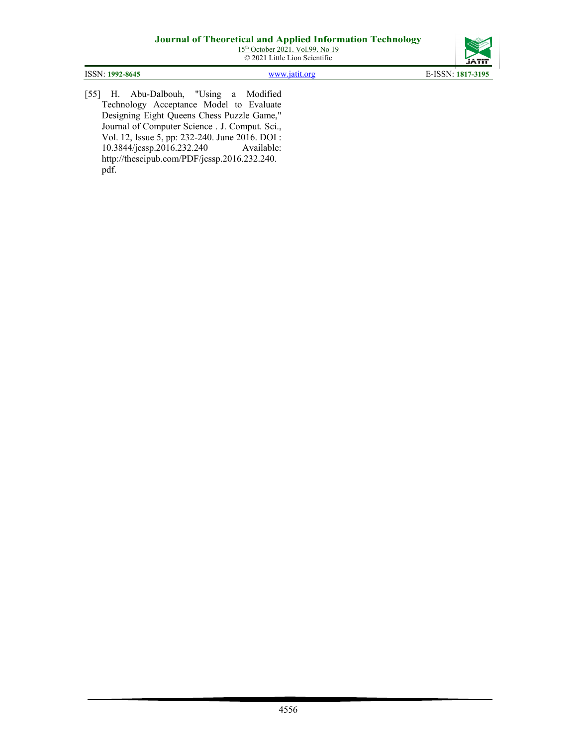[55] H. Abu-Dalbouh, "Using a Modified Technology Acceptance Model to Evaluate Designing Eight Queens Chess Puzzle Game," Journal of Computer Science . J. Comput. Sci., Vol. 12, Issue 5, pp: 232-240. June 2016. DOI : 10.3844/jcssp.2016.232.240 Available: http://thescipub.com/PDF/jcssp.2016.232.240.pdf.